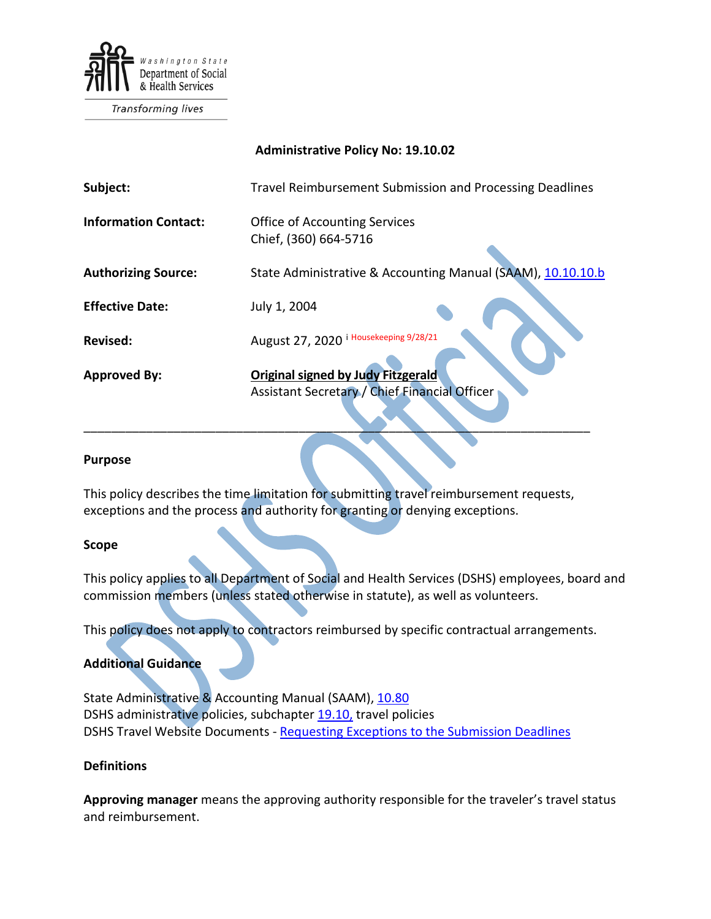Washington State Department of Social & Health Services

Transforming lives

**Administrative Policy No: 19.10.02**

| | |
|---|---|
| **Subject:** | Travel Reimbursement Submission and Processing Deadlines |
| **Information Contact:** | Office of Accounting Services<br>Chief, (360) 664-5716 |
| **Authorizing Source:** | State Administrative & Accounting Manual (SAAM), [10.10.10.b]() |
| **Effective Date:** | July 1, 2004 |
| **Revised:** | August 27, 2020 [i] Housekeeping 9/28/21 |
| **Approved By:** | **Original signed by Judy Fitzgerald**<br>Assistant Secretary / Chief Financial Officer |

---

## Purpose

This policy describes the time limitation for submitting travel reimbursement requests, exceptions and the process and authority for granting or denying exceptions.

## Scope

This policy applies to all Department of Social and Health Services (DSHS) employees, board and commission members (unless stated otherwise in statute), as well as volunteers.

This policy does not apply to contractors reimbursed by specific contractual arrangements.

## Additional Guidance

State Administrative & Accounting Manual (SAAM), 10.80
DSHS administrative policies, subchapter 19.10, travel policies
DSHS Travel Website Documents - Requesting Exceptions to the Submission Deadlines

## Definitions

**Approving manager** means the approving authority responsible for the traveler's travel status and reimbursement.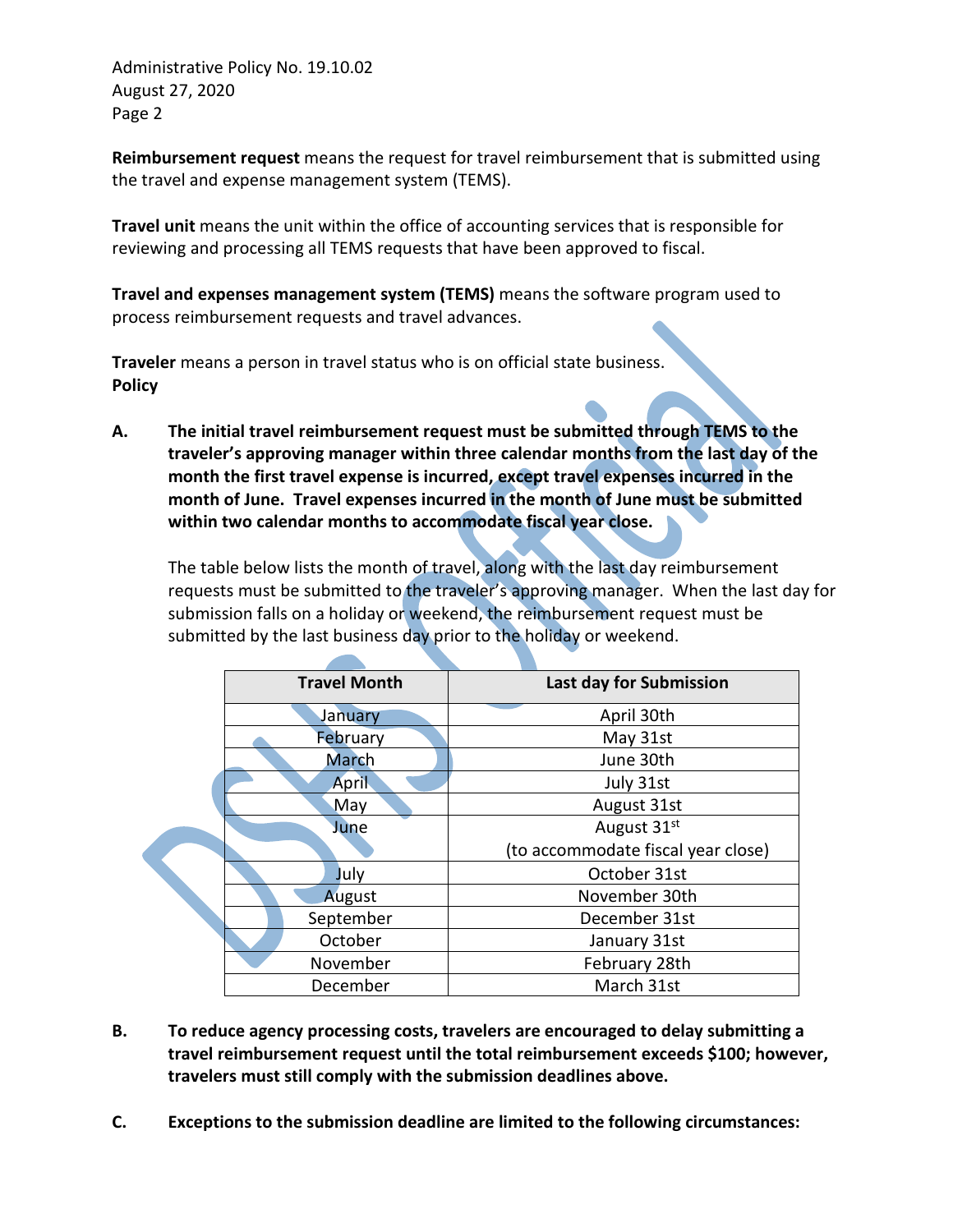**Reimbursement request** means the request for travel reimbursement that is submitted using the travel and expense management system (TEMS).

**Travel unit** means the unit within the office of accounting services that is responsible for reviewing and processing all TEMS requests that have been approved to fiscal.

**Travel and expenses management system (TEMS)** means the software program used to process reimbursement requests and travel advances.

**Traveler** means a person in travel status who is on official state business.

**Policy**

**A. The initial travel reimbursement request must be submitted through TEMS to the traveler's approving manager within three calendar months from the last day of the month the first travel expense is incurred, except travel expenses incurred in the month of June. Travel expenses incurred in the month of June must be submitted within two calendar months to accommodate fiscal year close.**

The table below lists the month of travel, along with the last day reimbursement requests must be submitted to the traveler's approving manager. When the last day for submission falls on a holiday or weekend, the reimbursement request must be submitted by the last business day prior to the holiday or weekend.

| Travel Month | Last day for Submission |
|---|---|
| January | April 30th |
| February | May 31st |
| March | June 30th |
| April | July 31st |
| May | August 31st |
| June | August 31st (to accommodate fiscal year close) |
| July | October 31st |
| August | November 30th |
| September | December 31st |
| October | January 31st |
| November | February 28th |
| December | March 31st |

**B. To reduce agency processing costs, travelers are encouraged to delay submitting a travel reimbursement request until the total reimbursement exceeds $100; however, travelers must still comply with the submission deadlines above.**

**C. Exceptions to the submission deadline are limited to the following circumstances:**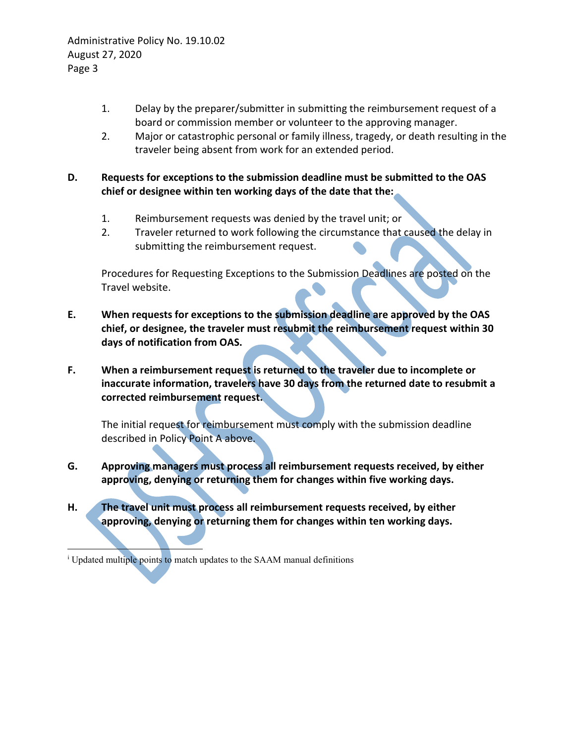1. Delay by the preparer/submitter in submitting the reimbursement request of a board or commission member or volunteer to the approving manager.
2. Major or catastrophic personal or family illness, tragedy, or death resulting in the traveler being absent from work for an extended period.

**D. Requests for exceptions to the submission deadline must be submitted to the OAS chief or designee within ten working days of the date that the:**

1. Reimbursement requests was denied by the travel unit; or
2. Traveler returned to work following the circumstance that caused the delay in submitting the reimbursement request.

Procedures for Requesting Exceptions to the Submission Deadlines are posted on the Travel website.

**E. When requests for exceptions to the submission deadline are approved by the OAS chief, or designee, the traveler must resubmit the reimbursement request within 30 days of notification from OAS.**

**F. When a reimbursement request is returned to the traveler due to incomplete or inaccurate information, travelers have 30 days from the returned date to resubmit a corrected reimbursement request.**

The initial request for reimbursement must comply with the submission deadline described in Policy Point A above.

**G. Approving managers must process all reimbursement requests received, by either approving, denying or returning them for changes within five working days.**

**H. The travel unit must process all reimbursement requests received, by either approving, denying or returning them for changes within ten working days.**

---

[i] Updated multiple points to match updates to the SAAM manual definitions